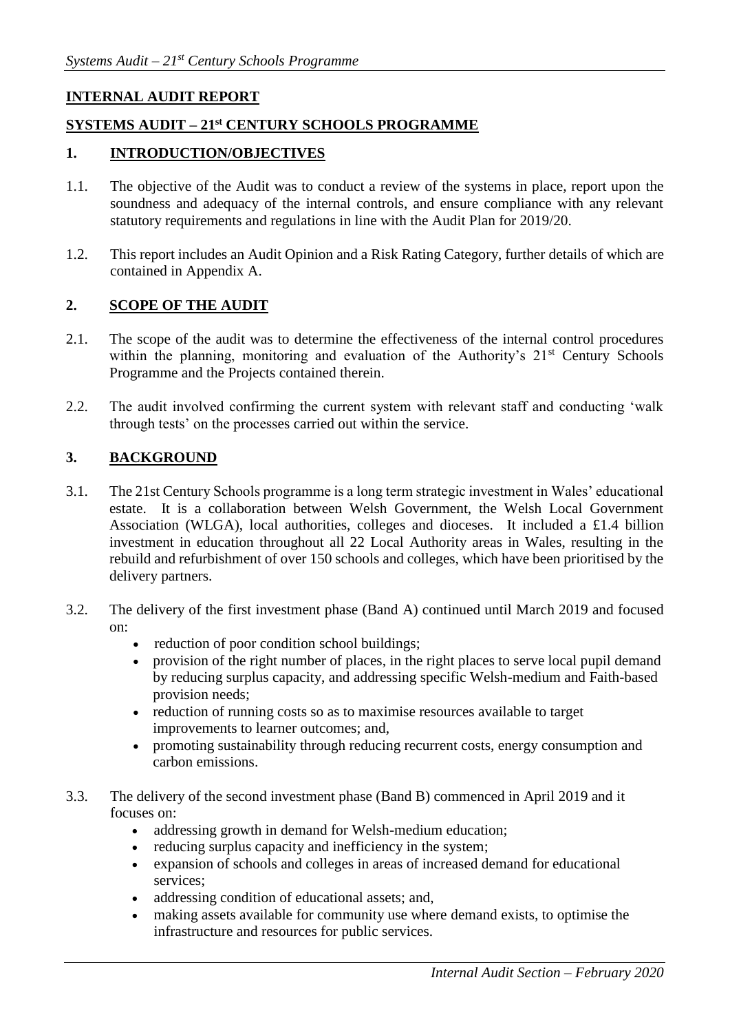## INTERNAL AUDIT REPORT

## SYSTEMS AUDIT – 21st CENTURY SCHOOLS PROGRAMME

### 1. INTRODUCTION/OBJECTIVES

1.1. The objective of the Audit was to conduct a review of the systems in place, report upon the soundness and adequacy of the internal controls, and ensure compliance with any relevant statutory requirements and regulations in line with the Audit Plan for 2019/20.

1.2. This report includes an Audit Opinion and a Risk Rating Category, further details of which are contained in Appendix A.

### 2. SCOPE OF THE AUDIT

2.1. The scope of the audit was to determine the effectiveness of the internal control procedures within the planning, monitoring and evaluation of the Authority's 21st Century Schools Programme and the Projects contained therein.

2.2. The audit involved confirming the current system with relevant staff and conducting 'walk through tests' on the processes carried out within the service.

### 3. BACKGROUND

3.1. The 21st Century Schools programme is a long term strategic investment in Wales' educational estate. It is a collaboration between Welsh Government, the Welsh Local Government Association (WLGA), local authorities, colleges and dioceses. It included a £1.4 billion investment in education throughout all 22 Local Authority areas in Wales, resulting in the rebuild and refurbishment of over 150 schools and colleges, which have been prioritised by the delivery partners.

3.2. The delivery of the first investment phase (Band A) continued until March 2019 and focused on:

- reduction of poor condition school buildings;
- provision of the right number of places, in the right places to serve local pupil demand by reducing surplus capacity, and addressing specific Welsh-medium and Faith-based provision needs;
- reduction of running costs so as to maximise resources available to target improvements to learner outcomes; and,
- promoting sustainability through reducing recurrent costs, energy consumption and carbon emissions.

3.3. The delivery of the second investment phase (Band B) commenced in April 2019 and it focuses on:

- addressing growth in demand for Welsh-medium education;
- reducing surplus capacity and inefficiency in the system;
- expansion of schools and colleges in areas of increased demand for educational services;
- addressing condition of educational assets; and,
- making assets available for community use where demand exists, to optimise the infrastructure and resources for public services.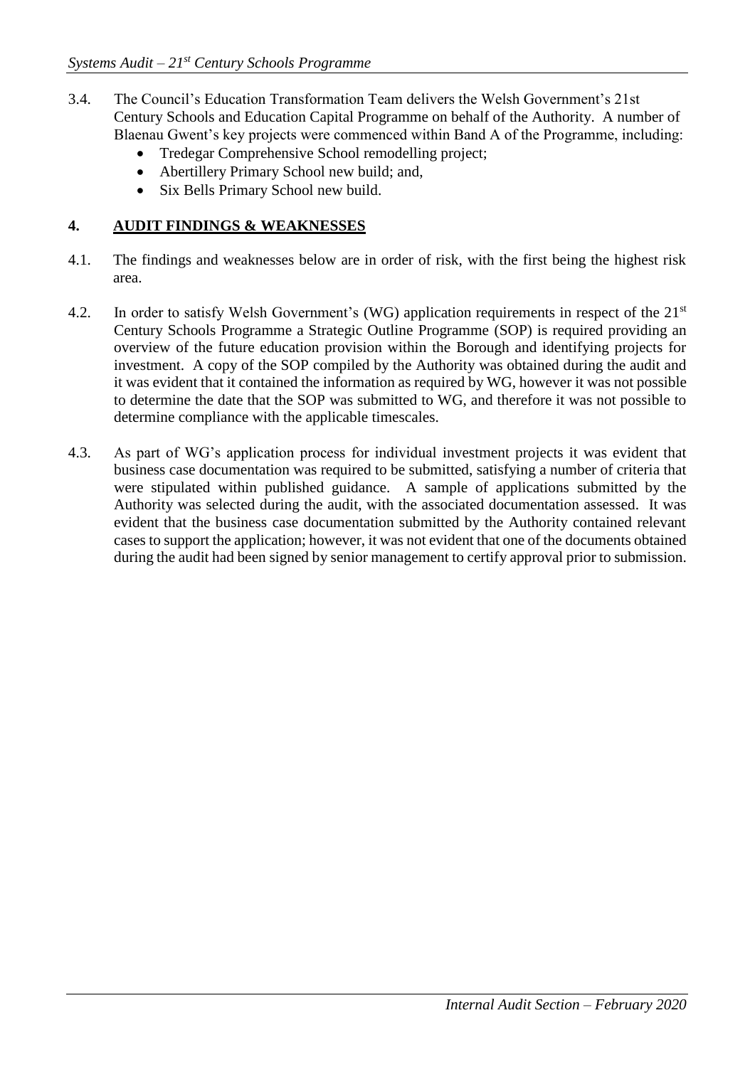3.4. The Council's Education Transformation Team delivers the Welsh Government's 21st Century Schools and Education Capital Programme on behalf of the Authority. A number of Blaenau Gwent's key projects were commenced within Band A of the Programme, including:

- Tredegar Comprehensive School remodelling project;
- Abertillery Primary School new build; and,
- Six Bells Primary School new build.

## 4. AUDIT FINDINGS & WEAKNESSES

4.1. The findings and weaknesses below are in order of risk, with the first being the highest risk area.

4.2. In order to satisfy Welsh Government's (WG) application requirements in respect of the 21st Century Schools Programme a Strategic Outline Programme (SOP) is required providing an overview of the future education provision within the Borough and identifying projects for investment. A copy of the SOP compiled by the Authority was obtained during the audit and it was evident that it contained the information as required by WG, however it was not possible to determine the date that the SOP was submitted to WG, and therefore it was not possible to determine compliance with the applicable timescales.

4.3. As part of WG's application process for individual investment projects it was evident that business case documentation was required to be submitted, satisfying a number of criteria that were stipulated within published guidance. A sample of applications submitted by the Authority was selected during the audit, with the associated documentation assessed. It was evident that the business case documentation submitted by the Authority contained relevant cases to support the application; however, it was not evident that one of the documents obtained during the audit had been signed by senior management to certify approval prior to submission.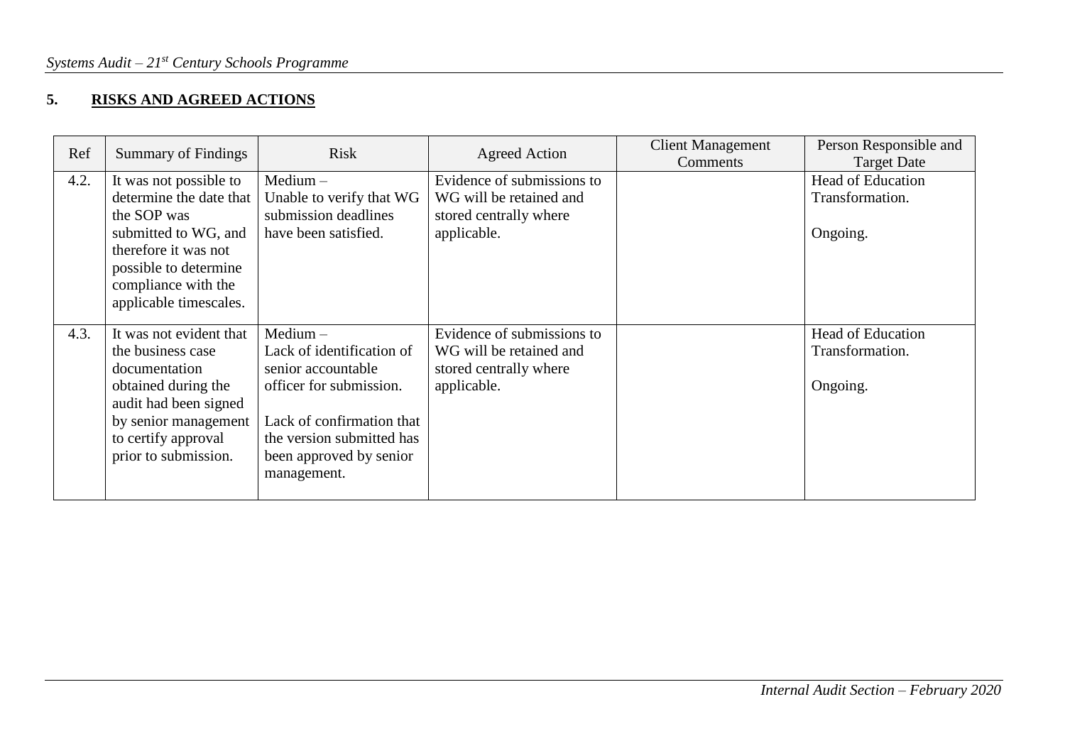## 5. RISKS AND AGREED ACTIONS

| Ref | Summary of Findings | Risk | Agreed Action | Client Management Comments | Person Responsible and Target Date |
|---|---|---|---|---|---|
| 4.2. | It was not possible to determine the date that the SOP was submitted to WG, and therefore it was not possible to determine compliance with the applicable timescales. | Medium – Unable to verify that WG submission deadlines have been satisfied. | Evidence of submissions to WG will be retained and stored centrally where applicable. | | Head of Education Transformation.<br><br>Ongoing. |
| 4.3. | It was not evident that the business case documentation obtained during the audit had been signed by senior management to certify approval prior to submission. | Medium – Lack of identification of senior accountable officer for submission.<br><br>Lack of confirmation that the version submitted has been approved by senior management. | Evidence of submissions to WG will be retained and stored centrally where applicable. | | Head of Education Transformation.<br><br>Ongoing. |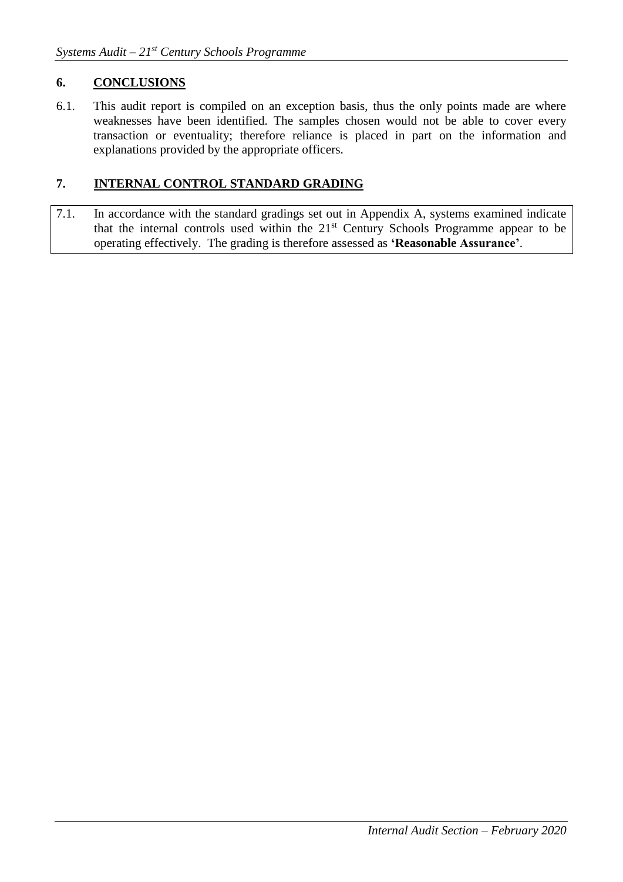## 6. CONCLUSIONS

6.1. This audit report is compiled on an exception basis, thus the only points made are where weaknesses have been identified. The samples chosen would not be able to cover every transaction or eventuality; therefore reliance is placed in part on the information and explanations provided by the appropriate officers.

## 7. INTERNAL CONTROL STANDARD GRADING

7.1. In accordance with the standard gradings set out in Appendix A, systems examined indicate that the internal controls used within the 21st Century Schools Programme appear to be operating effectively. The grading is therefore assessed as **'Reasonable Assurance'**.